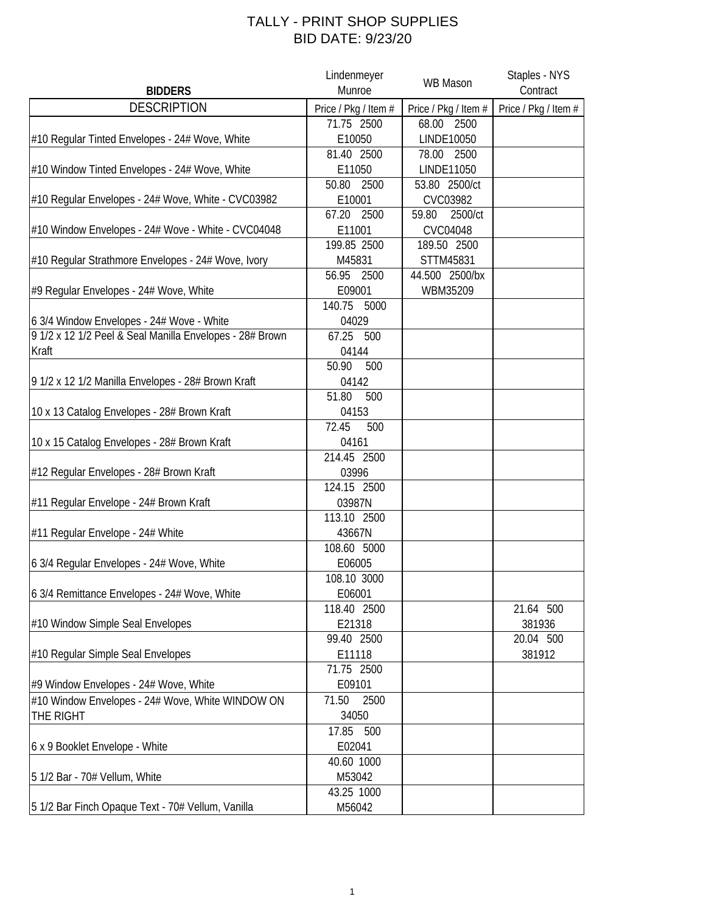# TALLY - PRINT SHOP SUPPLIES
## BID DATE: 9/23/20

| BIDDERS | Lindenmeyer Munroe | WB Mason | Staples - NYS Contract |
|---|---|---|---|
| DESCRIPTION | Price / Pkg / Item # | Price / Pkg / Item # | Price / Pkg / Item # |
| #10 Regular Tinted Envelopes - 24# Wove, White | 71.75 2500 E10050 | 68.00 2500 LINDE10050 | |
| #10 Window Tinted Envelopes - 24# Wove, White | 81.40 2500 E11050 | 78.00 2500 LINDE11050 | |
| #10 Regular Envelopes - 24# Wove, White - CVC03982 | 50.80 2500 E10001 | 53.80 2500/ct CVC03982 | |
| #10 Window Envelopes - 24# Wove - White - CVC04048 | 67.20 2500 E11001 | 59.80 2500/ct CVC04048 | |
| #10 Regular Strathmore Envelopes - 24# Wove, Ivory | 199.85 2500 M45831 | 189.50 2500 STTM45831 | |
| #9 Regular Envelopes - 24# Wove, White | 56.95 2500 E09001 | 44.500 2500/bx WBM35209 | |
| 6 3/4 Window Envelopes - 24# Wove - White | 140.75 5000 04029 | | |
| 9 1/2 x 12 1/2 Peel & Seal Manilla Envelopes - 28# Brown Kraft | 67.25 500 04144 | | |
| 9 1/2 x 12 1/2 Manilla Envelopes - 28# Brown Kraft | 50.90 500 04142 | | |
| 10 x 13 Catalog Envelopes - 28# Brown Kraft | 51.80 500 04153 | | |
| 10 x 15 Catalog Envelopes - 28# Brown Kraft | 72.45 500 04161 | | |
| #12 Regular Envelopes - 28# Brown Kraft | 214.45 2500 03996 | | |
| #11 Regular Envelope - 24# Brown Kraft | 124.15 2500 03987N | | |
| #11 Regular Envelope - 24# White | 113.10 2500 43667N | | |
| 6 3/4 Regular Envelopes - 24# Wove, White | 108.60 5000 E06005 | | |
| 6 3/4 Remittance Envelopes - 24# Wove, White | 108.10 3000 E06001 | | |
| #10 Window Simple Seal Envelopes | 118.40 2500 E21318 | | 21.64 500 381936 |
| #10 Regular Simple Seal Envelopes | 99.40 2500 E11118 | | 20.04 500 381912 |
| #9 Window Envelopes - 24# Wove, White | 71.75 2500 E09101 | | |
| #10 Window Envelopes - 24# Wove, White WINDOW ON THE RIGHT | 71.50 2500 34050 | | |
| 6 x 9 Booklet Envelope - White | 17.85 500 E02041 | | |
| 5 1/2 Bar - 70# Vellum, White | 40.60 1000 M53042 | | |
| 5 1/2 Bar Finch Opaque Text - 70# Vellum, Vanilla | 43.25 1000 M56042 | | |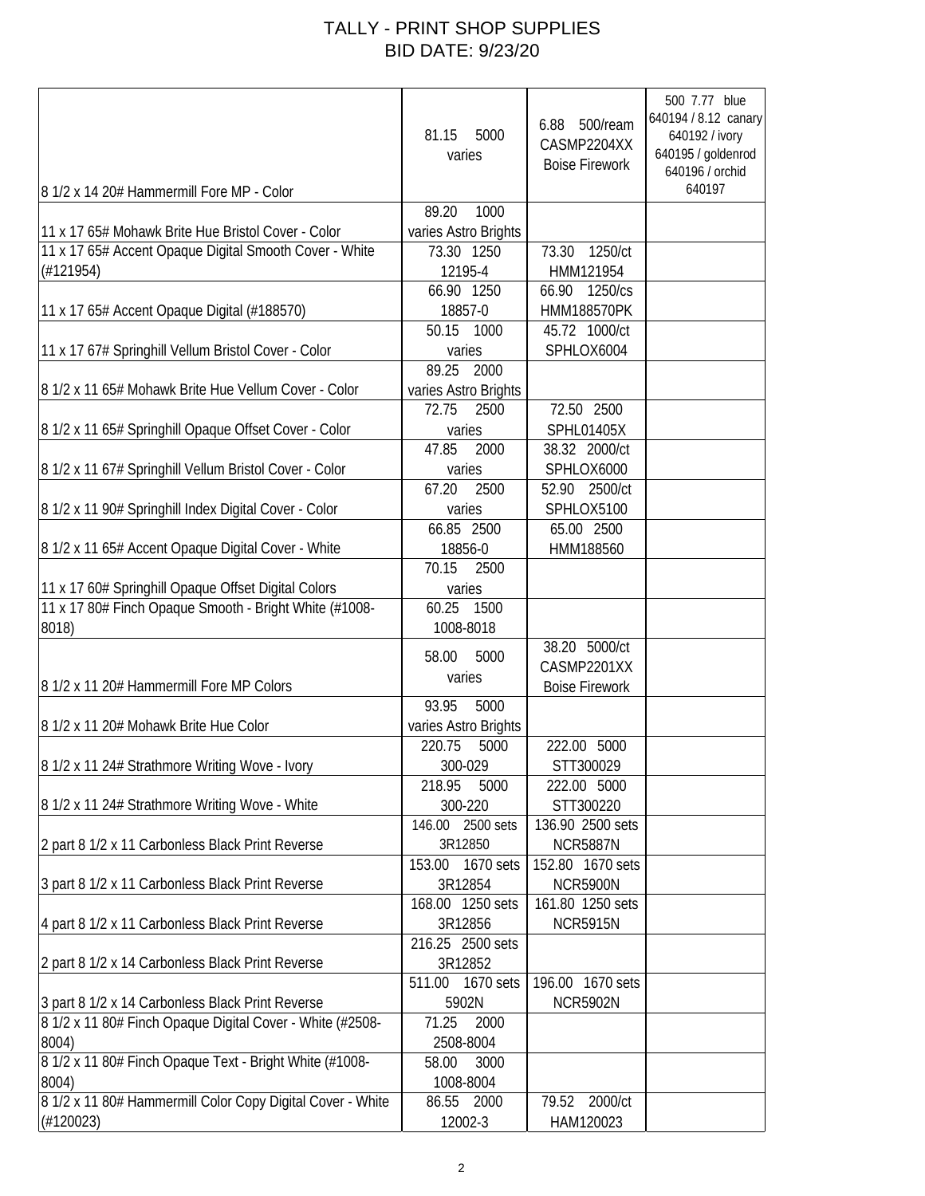# TALLY - PRINT SHOP SUPPLIES
## BID DATE: 9/23/20

| | | | |
|---|---|---|---|
| 8 1/2 x 14 20# Hammermill Fore MP - Color | 81.15 5000 varies | 6.88 500/ream CASMP2204XX Boise Firework | 500 7.77 blue 640194 / 8.12 canary 640192 / ivory 640195 / goldenrod 640196 / orchid 640197 |
| 11 x 17 65# Mohawk Brite Hue Bristol Cover - Color | 89.20 1000 varies Astro Brights | | |
| 11 x 17 65# Accent Opaque Digital Smooth Cover - White (#121954) | 73.30 1250 12195-4 | 73.30 1250/ct HMM121954 | |
| 11 x 17 65# Accent Opaque Digital (#188570) | 66.90 1250 18857-0 | 66.90 1250/cs HMM188570PK | |
| 11 x 17 67# Springhill Vellum Bristol Cover - Color | 50.15 1000 varies | 45.72 1000/ct SPHLOX6004 | |
| 8 1/2 x 11 65# Mohawk Brite Hue Vellum Cover - Color | 89.25 2000 varies Astro Brights | | |
| 8 1/2 x 11 65# Springhill Opaque Offset Cover - Color | 72.75 2500 varies | 72.50 2500 SPHL01405X | |
| 8 1/2 x 11 67# Springhill Vellum Bristol Cover - Color | 47.85 2000 varies | 38.32 2000/ct SPHLOX6000 | |
| 8 1/2 x 11 90# Springhill Index Digital Cover - Color | 67.20 2500 varies | 52.90 2500/ct SPHLOX5100 | |
| 8 1/2 x 11 65# Accent Opaque Digital Cover - White | 66.85 2500 18856-0 | 65.00 2500 HMM188560 | |
| 11 x 17 60# Springhill Opaque Offset Digital Colors | 70.15 2500 varies | | |
| 11 x 17 80# Finch Opaque Smooth - Bright White (#1008-8018) | 60.25 1500 1008-8018 | | |
| 8 1/2 x 11 20# Hammermill Fore MP Colors | 58.00 5000 varies | 38.20 5000/ct CASMP2201XX Boise Firework | |
| 8 1/2 x 11 20# Mohawk Brite Hue Color | 93.95 5000 varies Astro Brights | | |
| 8 1/2 x 11 24# Strathmore Writing Wove - Ivory | 220.75 5000 300-029 | 222.00 5000 STT300029 | |
| 8 1/2 x 11 24# Strathmore Writing Wove - White | 218.95 5000 300-220 | 222.00 5000 STT300220 | |
| 2 part 8 1/2 x 11 Carbonless Black Print Reverse | 146.00 2500 sets 3R12850 | 136.90 2500 sets NCR5887N | |
| 3 part 8 1/2 x 11 Carbonless Black Print Reverse | 153.00 1670 sets 3R12854 | 152.80 1670 sets NCR5900N | |
| 4 part 8 1/2 x 11 Carbonless Black Print Reverse | 168.00 1250 sets 3R12856 | 161.80 1250 sets NCR5915N | |
| 2 part 8 1/2 x 14 Carbonless Black Print Reverse | 216.25 2500 sets 3R12852 | | |
| 3 part 8 1/2 x 14 Carbonless Black Print Reverse | 511.00 1670 sets 5902N | 196.00 1670 sets NCR5902N | |
| 8 1/2 x 11 80# Finch Opaque Digital Cover - White (#2508-8004) | 71.25 2000 2508-8004 | | |
| 8 1/2 x 11 80# Finch Opaque Text - Bright White (#1008-8004) | 58.00 3000 1008-8004 | | |
| 8 1/2 x 11 80# Hammermill Color Copy Digital Cover - White (#120023) | 86.55 2000 12002-3 | 79.52 2000/ct HAM120023 | |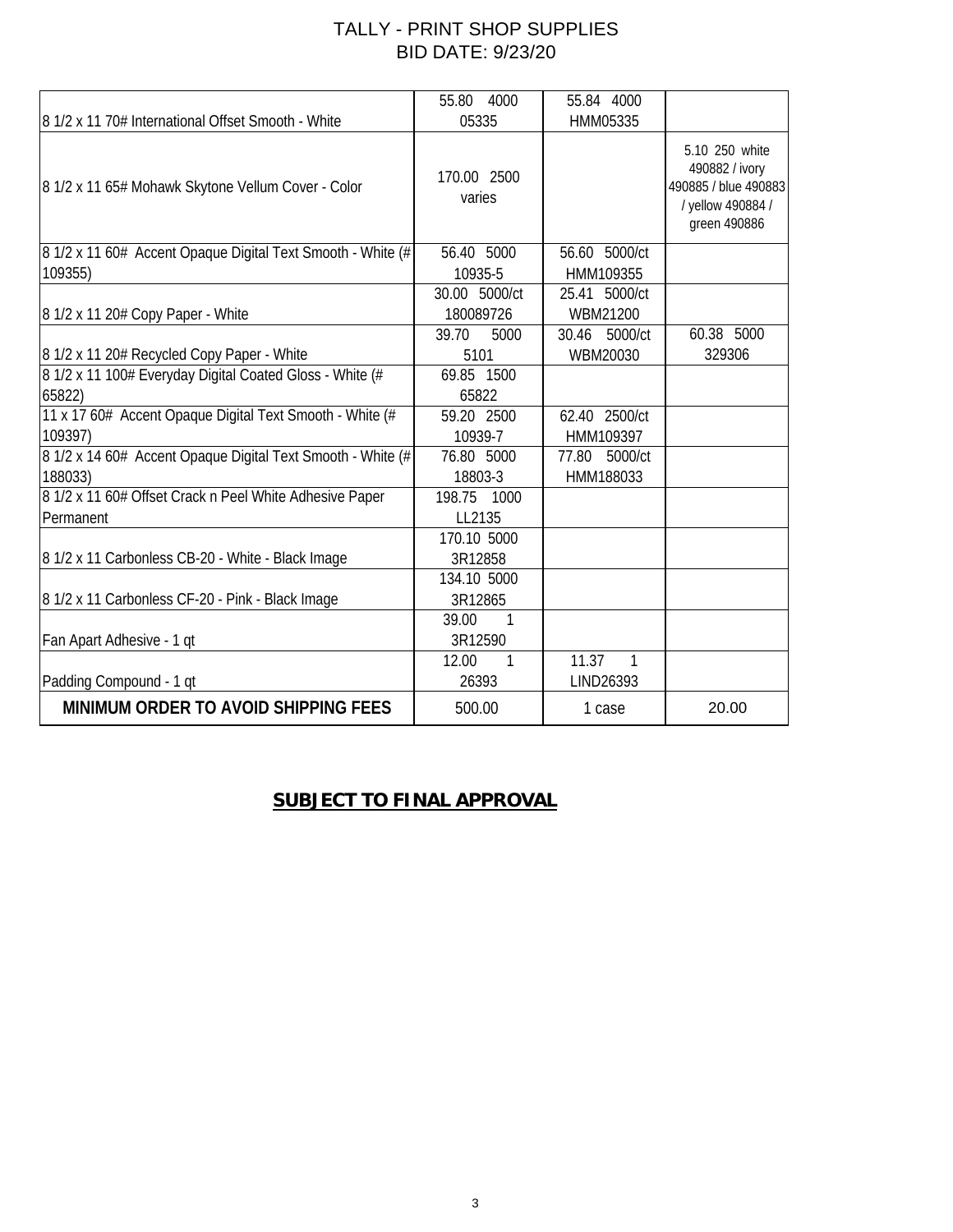# TALLY - PRINT SHOP SUPPLIES
## BID DATE: 9/23/20

| | | | |
|---|---|---|---|
| 8 1/2 x 11 70# International Offset Smooth - White | 55.80 4000 05335 | 55.84 4000 HMM05335 | |
| 8 1/2 x 11 65# Mohawk Skytone Vellum Cover - Color | 170.00 2500 varies | | 5.10 250 white 490882 / ivory 490885 / blue 490883 / yellow 490884 / green 490886 |
| 8 1/2 x 11 60# Accent Opaque Digital Text Smooth - White (# 109355) | 56.40 5000 10935-5 | 56.60 5000/ct HMM109355 | |
| 8 1/2 x 11 20# Copy Paper - White | 30.00 5000/ct 180089726 | 25.41 5000/ct WBM21200 | |
| 8 1/2 x 11 20# Recycled Copy Paper - White | 39.70 5000 5101 | 30.46 5000/ct WBM20030 | 60.38 5000 329306 |
| 8 1/2 x 11 100# Everyday Digital Coated Gloss - White (# 65822) | 69.85 1500 65822 | | |
| 11 x 17 60# Accent Opaque Digital Text Smooth - White (# 109397) | 59.20 2500 10939-7 | 62.40 2500/ct HMM109397 | |
| 8 1/2 x 14 60# Accent Opaque Digital Text Smooth - White (# 188033) | 76.80 5000 18803-3 | 77.80 5000/ct HMM188033 | |
| 8 1/2 x 11 60# Offset Crack n Peel White Adhesive Paper Permanent | 198.75 1000 LL2135 | | |
| 8 1/2 x 11 Carbonless CB-20 - White - Black Image | 170.10 5000 3R12858 | | |
| 8 1/2 x 11 Carbonless CF-20 - Pink - Black Image | 134.10 5000 3R12865 | | |
| Fan Apart Adhesive - 1 qt | 39.00 1 3R12590 | | |
| Padding Compound - 1 qt | 12.00 1 26393 | 11.37 1 LIND26393 | |
| **MINIMUM ORDER TO AVOID SHIPPING FEES** | 500.00 | 1 case | 20.00 |

**SUBJECT TO FINAL APPROVAL**